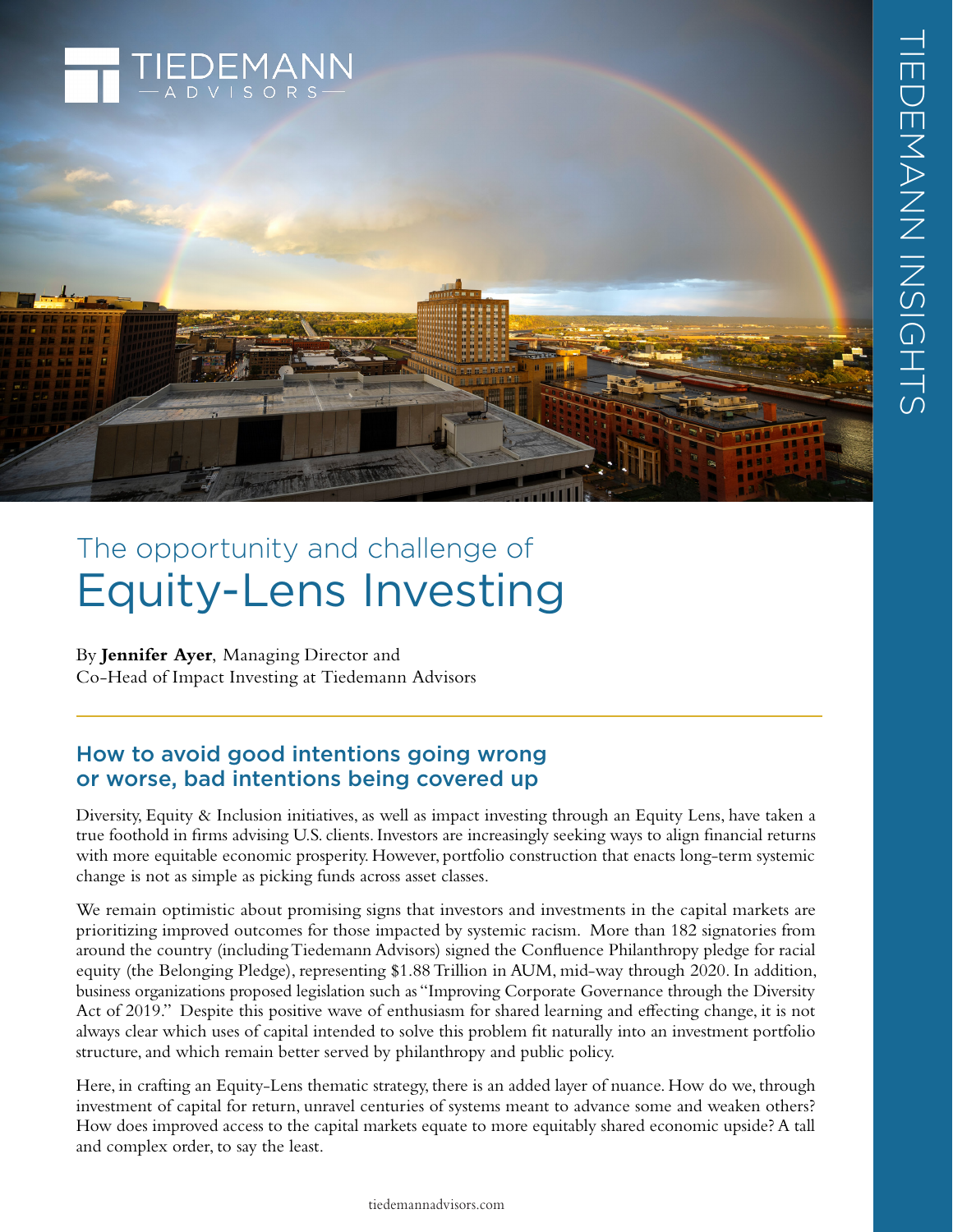# The opportunity and challenge of Equity-Lens Investing

By **Jennifer Ayer**, Managing Director and Co-Head of Impact Investing at Tiedemann Advisors

## How to avoid good intentions going wrong or worse, bad intentions being covered up

Diversity, Equity & Inclusion initiatives, as well as impact investing through an Equity Lens, have taken a true foothold in firms advising U.S. clients. Investors are increasingly seeking ways to align financial returns with more equitable economic prosperity. However, portfolio construction that enacts long-term systemic change is not as simple as picking funds across asset classes.

We remain optimistic about promising signs that investors and investments in the capital markets are prioritizing improved outcomes for those impacted by systemic racism. More than 182 signatories from around the country (including Tiedemann Advisors) signed the Confluence Philanthropy pledge for racial equity (the Belonging Pledge), representing $1.88 Trillion in AUM, mid-way through 2020. In addition, business organizations proposed legislation such as "Improving Corporate Governance through the Diversity Act of 2019." Despite this positive wave of enthusiasm for shared learning and effecting change, it is not always clear which uses of capital intended to solve this problem fit naturally into an investment portfolio structure, and which remain better served by philanthropy and public policy.

Here, in crafting an Equity-Lens thematic strategy, there is an added layer of nuance. How do we, through investment of capital for return, unravel centuries of systems meant to advance some and weaken others? How does improved access to the capital markets equate to more equitably shared economic upside? A tall and complex order, to say the least.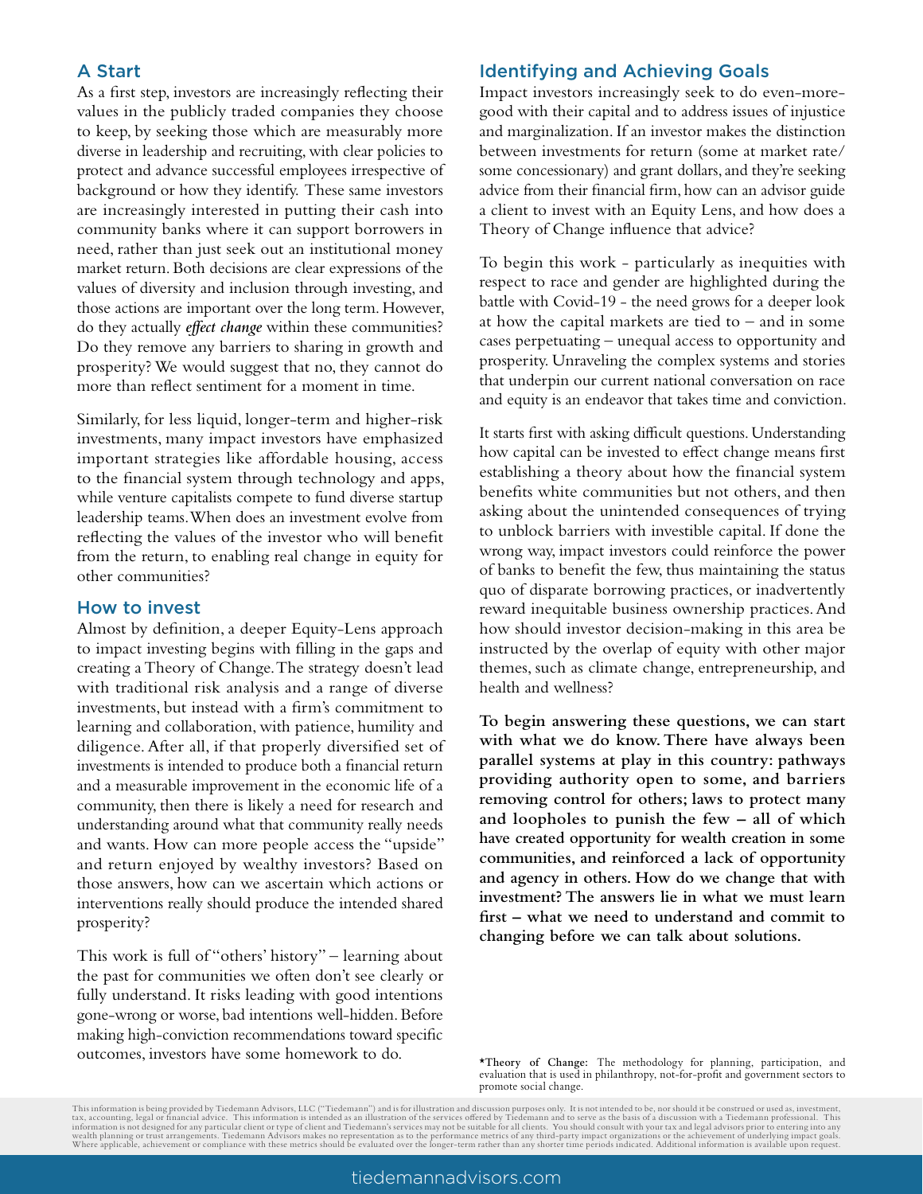## A Start

As a first step, investors are increasingly reflecting their values in the publicly traded companies they choose to keep, by seeking those which are measurably more diverse in leadership and recruiting, with clear policies to protect and advance successful employees irrespective of background or how they identify. These same investors are increasingly interested in putting their cash into community banks where it can support borrowers in need, rather than just seek out an institutional money market return. Both decisions are clear expressions of the values of diversity and inclusion through investing, and those actions are important over the long term. However, do they actually ***effect change*** within these communities? Do they remove any barriers to sharing in growth and prosperity? We would suggest that no, they cannot do more than reflect sentiment for a moment in time.

Similarly, for less liquid, longer-term and higher-risk investments, many impact investors have emphasized important strategies like affordable housing, access to the financial system through technology and apps, while venture capitalists compete to fund diverse startup leadership teams. When does an investment evolve from reflecting the values of the investor who will benefit from the return, to enabling real change in equity for other communities?

## How to invest

Almost by definition, a deeper Equity-Lens approach to impact investing begins with filling in the gaps and creating a Theory of Change. The strategy doesn't lead with traditional risk analysis and a range of diverse investments, but instead with a firm's commitment to learning and collaboration, with patience, humility and diligence. After all, if that properly diversified set of investments is intended to produce both a financial return and a measurable improvement in the economic life of a community, then there is likely a need for research and understanding around what that community really needs and wants. How can more people access the "upside" and return enjoyed by wealthy investors? Based on those answers, how can we ascertain which actions or interventions really should produce the intended shared prosperity?

This work is full of "others' history" – learning about the past for communities we often don't see clearly or fully understand. It risks leading with good intentions gone-wrong or worse, bad intentions well-hidden. Before making high-conviction recommendations toward specific outcomes, investors have some homework to do.

## Identifying and Achieving Goals

Impact investors increasingly seek to do even-more-good with their capital and to address issues of injustice and marginalization. If an investor makes the distinction between investments for return (some at market rate/ some concessionary) and grant dollars, and they're seeking advice from their financial firm, how can an advisor guide a client to invest with an Equity Lens, and how does a Theory of Change influence that advice?

To begin this work - particularly as inequities with respect to race and gender are highlighted during the battle with Covid-19 - the need grows for a deeper look at how the capital markets are tied to – and in some cases perpetuating – unequal access to opportunity and prosperity. Unraveling the complex systems and stories that underpin our current national conversation on race and equity is an endeavor that takes time and conviction.

It starts first with asking difficult questions. Understanding how capital can be invested to effect change means first establishing a theory about how the financial system benefits white communities but not others, and then asking about the unintended consequences of trying to unblock barriers with investible capital. If done the wrong way, impact investors could reinforce the power of banks to benefit the few, thus maintaining the status quo of disparate borrowing practices, or inadvertently reward inequitable business ownership practices. And how should investor decision-making in this area be instructed by the overlap of equity with other major themes, such as climate change, entrepreneurship, and health and wellness?

**To begin answering these questions, we can start with what we do know. There have always been parallel systems at play in this country: pathways providing authority open to some, and barriers removing control for others; laws to protect many and loopholes to punish the few – all of which have created opportunity for wealth creation in some communities, and reinforced a lack of opportunity and agency in others. How do we change that with investment? The answers lie in what we must learn first – what we need to understand and commit to changing before we can talk about solutions.**

***Theory of Change:** The methodology for planning, participation, and evaluation that is used in philanthropy, not-for-profit and government sectors to promote social change.

This information is being provided by Tiedemann Advisors, LLC ("Tiedemann") and is for illustration and discussion purposes only. It is not intended to be, nor should it be construed or used as, investment, tax, accounting, legal or financial advice. This information is intended as an illustration of the services offered by Tiedemann and to serve as the basis of a discussion with a Tiedemann professional. This information is not designed for any particular client or type of client and Tiedemann's services may not be suitable for all clients. You should consult with your tax and legal advisors prior to entering into any wealth planning or trust arrangements. Tiedemann Advisors makes no representation as to the performance metrics of any third-party impact organizations or the achievement of underlying impact goals. Where applicable, achievement or compliance with these metrics should be evaluated over the longer-term rather than any shorter time periods indicated. Additional information is available upon request.

tiedemannadvisors.com